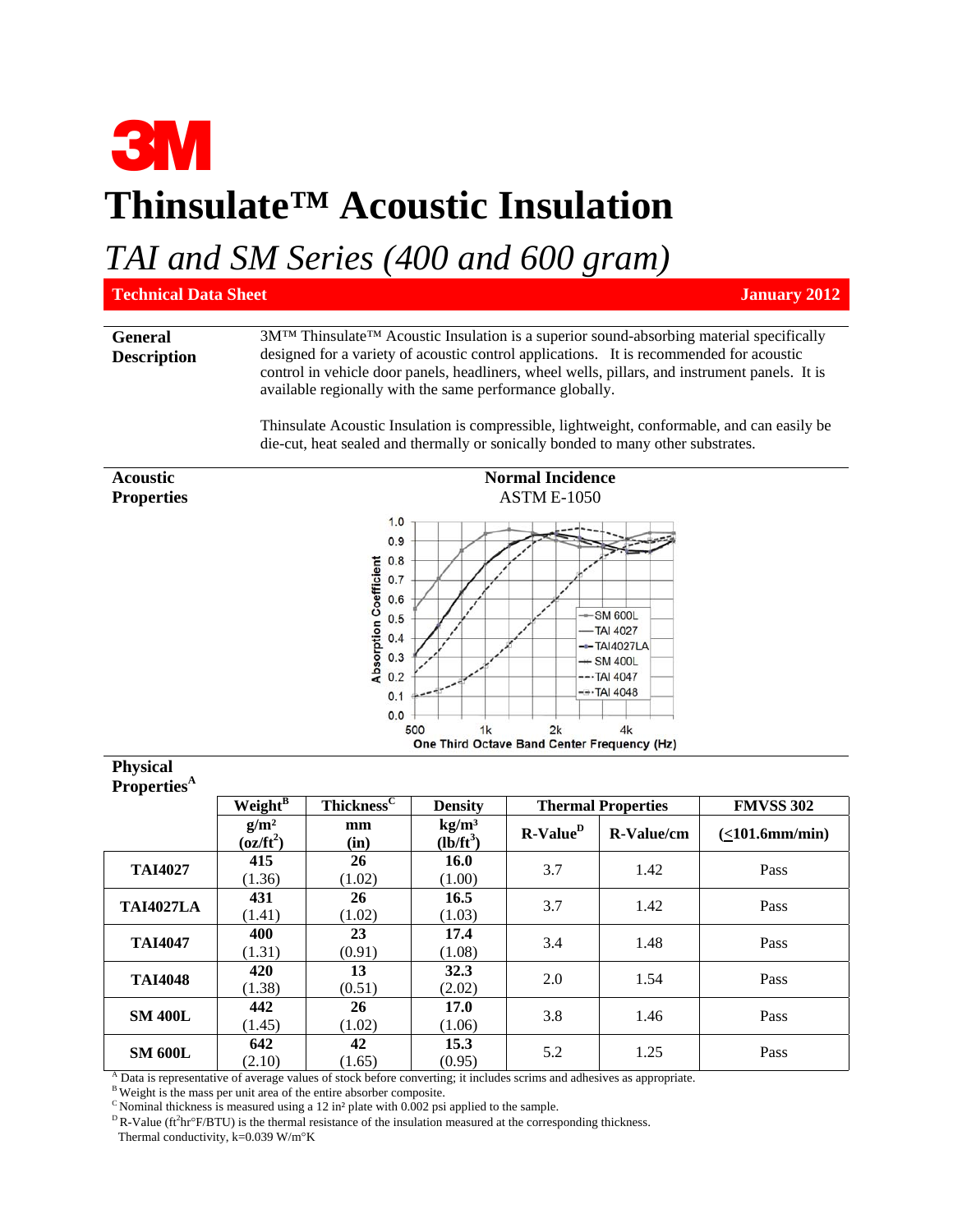# 3M

# Thinsulate™ Acoustic Insulation

## *TAI and SM Series (400 and 600 gram)*

**Technical Data Sheet** **January 2012**

**General Description**

3M™ Thinsulate™ Acoustic Insulation is a superior sound-absorbing material specifically designed for a variety of acoustic control applications. It is recommended for acoustic control in vehicle door panels, headliners, wheel wells, pillars, and instrument panels. It is available regionally with the same performance globally.

Thinsulate Acoustic Insulation is compressible, lightweight, conformable, and can easily be die-cut, heat sealed and thermally or sonically bonded to many other substrates.

**Acoustic Properties**

**Normal Incidence**
ASTM E-1050

**Physical Properties**[A]

| | Weight[B] | Thickness[C] | Density | Thermal Properties | | FMVSS 302 |
|---|---|---|---|---|---|---|
| | g/m² (oz/ft²) | mm (in) | kg/m³ (lb/ft³) | R-Value[D] | R-Value/cm | (≤101.6mm/min) |
| **TAI4027** | **415** (1.36) | **26** (1.02) | **16.0** (1.00) | 3.7 | 1.42 | Pass |
| **TAI4027LA** | **431** (1.41) | **26** (1.02) | **16.5** (1.03) | 3.7 | 1.42 | Pass |
| **TAI4047** | **400** (1.31) | **23** (0.91) | **17.4** (1.08) | 3.4 | 1.48 | Pass |
| **TAI4048** | **420** (1.38) | **13** (0.51) | **32.3** (2.02) | 2.0 | 1.54 | Pass |
| **SM 400L** | **442** (1.45) | **26** (1.02) | **17.0** (1.06) | 3.8 | 1.46 | Pass |
| **SM 600L** | **642** (2.10) | **42** (1.65) | **15.3** (0.95) | 5.2 | 1.25 | Pass |

[A] Data is representative of average values of stock before converting; it includes scrims and adhesives as appropriate.
[B] Weight is the mass per unit area of the entire absorber composite.
[C] Nominal thickness is measured using a 12 in² plate with 0.002 psi applied to the sample.
[D] R-Value (ft²hr°F/BTU) is the thermal resistance of the insulation measured at the corresponding thickness.
Thermal conductivity, k=0.039 W/m°K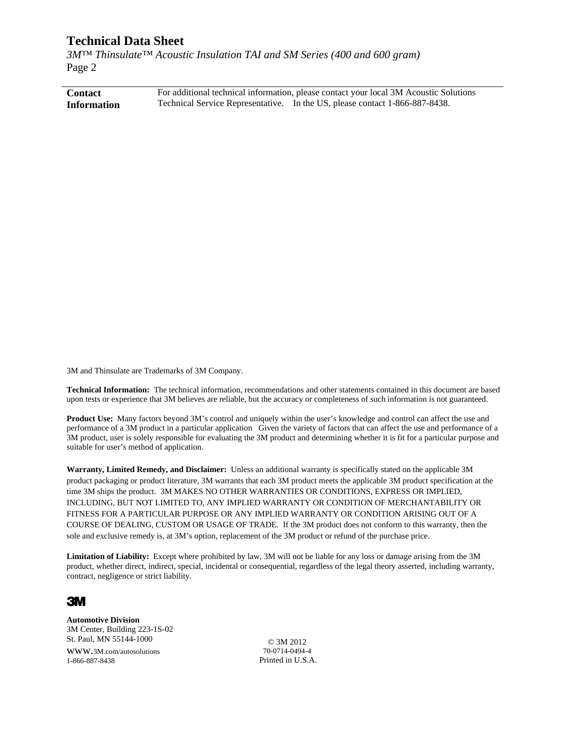**Contact Information**

For additional technical information, please contact your local 3M Acoustic Solutions Technical Service Representative. In the US, please contact 1-866-887-8438.

3M and Thinsulate are Trademarks of 3M Company.

**Technical Information:** The technical information, recommendations and other statements contained in this document are based upon tests or experience that 3M believes are reliable, but the accuracy or completeness of such information is not guaranteed.

**Product Use:** Many factors beyond 3M's control and uniquely within the user's knowledge and control can affect the use and performance of a 3M product in a particular application Given the variety of factors that can affect the use and performance of a 3M product, user is solely responsible for evaluating the 3M product and determining whether it is fit for a particular purpose and suitable for user's method of application.

**Warranty, Limited Remedy, and Disclaimer:** Unless an additional warranty is specifically stated on the applicable 3M product packaging or product literature, 3M warrants that each 3M product meets the applicable 3M product specification at the time 3M ships the product. 3M MAKES NO OTHER WARRANTIES OR CONDITIONS, EXPRESS OR IMPLIED, INCLUDING, BUT NOT LIMITED TO, ANY IMPLIED WARRANTY OR CONDITION OF MERCHANTABILITY OR FITNESS FOR A PARTICULAR PURPOSE OR ANY IMPLIED WARRANTY OR CONDITION ARISING OUT OF A COURSE OF DEALING, CUSTOM OR USAGE OF TRADE. If the 3M product does not conform to this warranty, then the sole and exclusive remedy is, at 3M's option, replacement of the 3M product or refund of the purchase price.

**Limitation of Liability:** Except where prohibited by law, 3M will not be liable for any loss or damage arising from the 3M product, whether direct, indirect, special, incidental or consequential, regardless of the legal theory asserted, including warranty, contract, negligence or strict liability.

**3M**

**Automotive Division**
3M Center, Building 223-1S-02
St. Paul, MN 55144-1000
WWW.3M.com/autosolutions
1-866-887-8438

© 3M 2012
70-0714-0494-4
Printed in U.S.A.